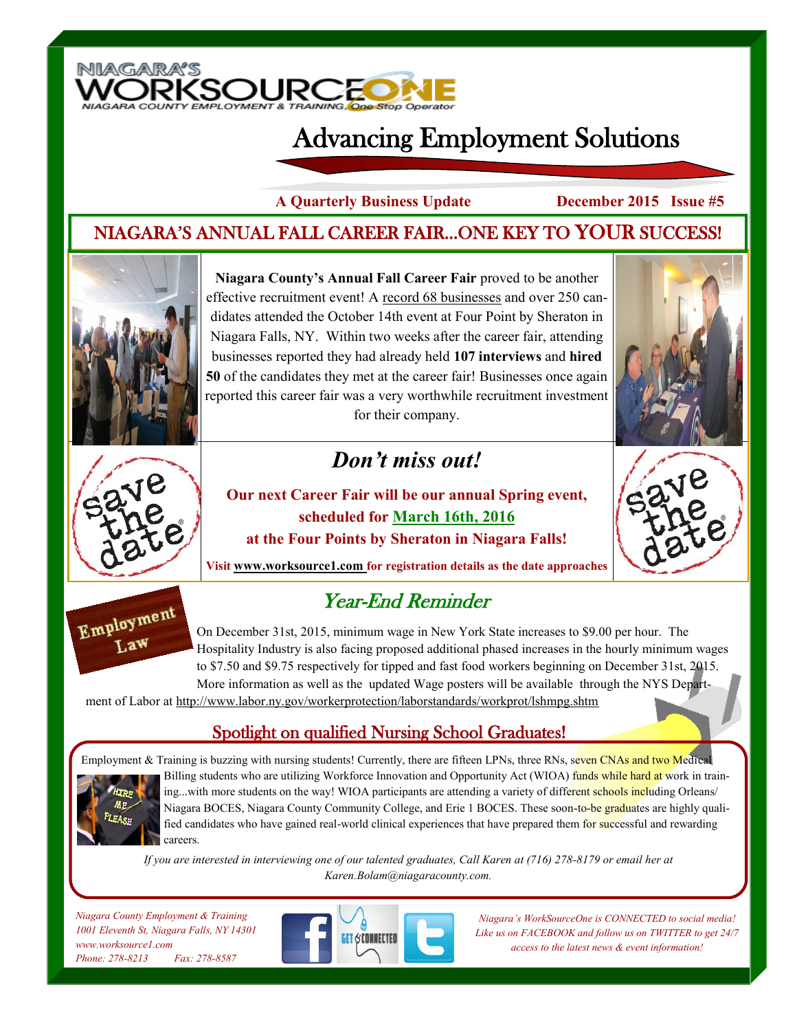NIAGARA'S WORKSOURCEONE
NIAGARA COUNTY EMPLOYMENT & TRAINING, One Stop Operator

# Advancing Employment Solutions

**A Quarterly Business Update** **December 2015 Issue #5**

## NIAGARA'S ANNUAL FALL CAREER FAIR...ONE KEY TO YOUR SUCCESS!

**Niagara County's Annual Fall Career Fair** proved to be another effective recruitment event! A record 68 businesses and over 250 candidates attended the October 14th event at Four Point by Sheraton in Niagara Falls, NY. Within two weeks after the career fair, attending businesses reported they had already held **107 interviews** and **hired 50** of the candidates they met at the career fair! Businesses once again reported this career fair was a very worthwhile recruitment investment for their company.

### *Don't miss out!*

**Our next Career Fair will be our annual Spring event, scheduled for March 16th, 2016 at the Four Points by Sheraton in Niagara Falls!**

**Visit www.worksource1.com for registration details as the date approaches**

## *Year-End Reminder*

Employment Law

On December 31st, 2015, minimum wage in New York State increases to $9.00 per hour. The Hospitality Industry is also facing proposed additional phased increases in the hourly minimum wages to $7.50 and $9.75 respectively for tipped and fast food workers beginning on December 31st, 2015. More information as well as the updated Wage posters will be available through the NYS Department of Labor at http://www.labor.ny.gov/workerprotection/laborstandards/workprot/lshmpg.shtm

## Spotlight on qualified Nursing School Graduates!

Employment & Training is buzzing with nursing students! Currently, there are fifteen LPNs, three RNs, seven CNAs and two Medical Billing students who are utilizing Workforce Innovation and Opportunity Act (WIOA) funds while hard at work in training...with more students on the way! WIOA participants are attending a variety of different schools including Orleans/Niagara BOCES, Niagara County Community College, and Erie 1 BOCES. These soon-to-be graduates are highly qualified candidates who have gained real-world clinical experiences that have prepared them for successful and rewarding careers.

*If you are interested in interviewing one of our talented graduates, Call Karen at (716) 278-8179 or email her at Karen.Bolam@niagaracounty.com.*

*Niagara County Employment & Training*
*1001 Eleventh St, Niagara Falls, NY 14301*
*www.worksource1.com*
*Phone: 278-8213 Fax: 278-8587*

*Niagara's WorkSourceOne is CONNECTED to social media! Like us on FACEBOOK and follow us on TWITTER to get 24/7 access to the latest news & event information!*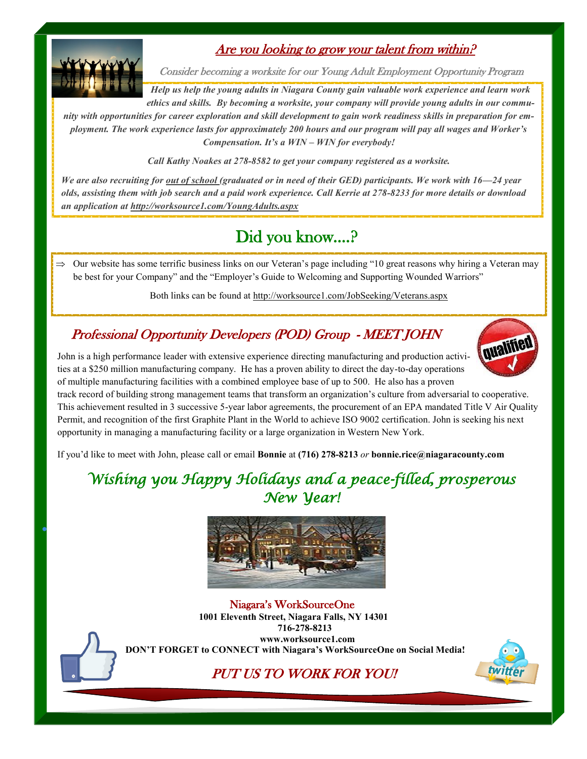## *Are you looking to grow your talent from within?*

*Consider becoming a worksite for our Young Adult Employment Opportunity Program*

***Help us help the young adults in Niagara County gain valuable work experience and learn work ethics and skills. By becoming a worksite, your company will provide young adults in our community with opportunities for career exploration and skill development to gain work readiness skills in preparation for employment. The work experience lasts for approximately 200 hours and our program will pay all wages and Worker's Compensation. It's a WIN – WIN for everybody!***

***Call Kathy Noakes at 278-8582 to get your company registered as a worksite.***

***We are also recruiting for out of school (graduated or in need of their GED) participants. We work with 16—24 year olds, assisting them with job search and a paid work experience. Call Kerrie at 278-8233 for more details or download an application at http://worksource1.com/YoungAdults.aspx***

## Did you know....?

- Our website has some terrific business links on our Veteran's page including "10 great reasons why hiring a Veteran may be best for your Company" and the "Employer's Guide to Welcoming and Supporting Wounded Warriors"

Both links can be found at http://worksource1.com/JobSeeking/Veterans.aspx

## *Professional Opportunity Developers (POD) Group - MEET JOHN*

John is a high performance leader with extensive experience directing manufacturing and production activities at a $250 million manufacturing company. He has a proven ability to direct the day-to-day operations of multiple manufacturing facilities with a combined employee base of up to 500. He also has a proven track record of building strong management teams that transform an organization's culture from adversarial to cooperative. This achievement resulted in 3 successive 5-year labor agreements, the procurement of an EPA mandated Title V Air Quality Permit, and recognition of the first Graphite Plant in the World to achieve ISO 9002 certification. John is seeking his next opportunity in managing a manufacturing facility or a large organization in Western New York.

If you'd like to meet with John, please call or email **Bonnie** at **(716) 278-8213** *or* **bonnie.rice@niagaracounty.com**

## *Wishing you Happy Holidays and a peace-filled, prosperous New Year!*

Niagara's WorkSourceOne

**1001 Eleventh Street, Niagara Falls, NY 14301**

**716-278-8213**

**www.worksource1.com**

**DON'T FORGET to CONNECT with Niagara's WorkSourceOne on Social Media!**

## *PUT US TO WORK FOR YOU!*